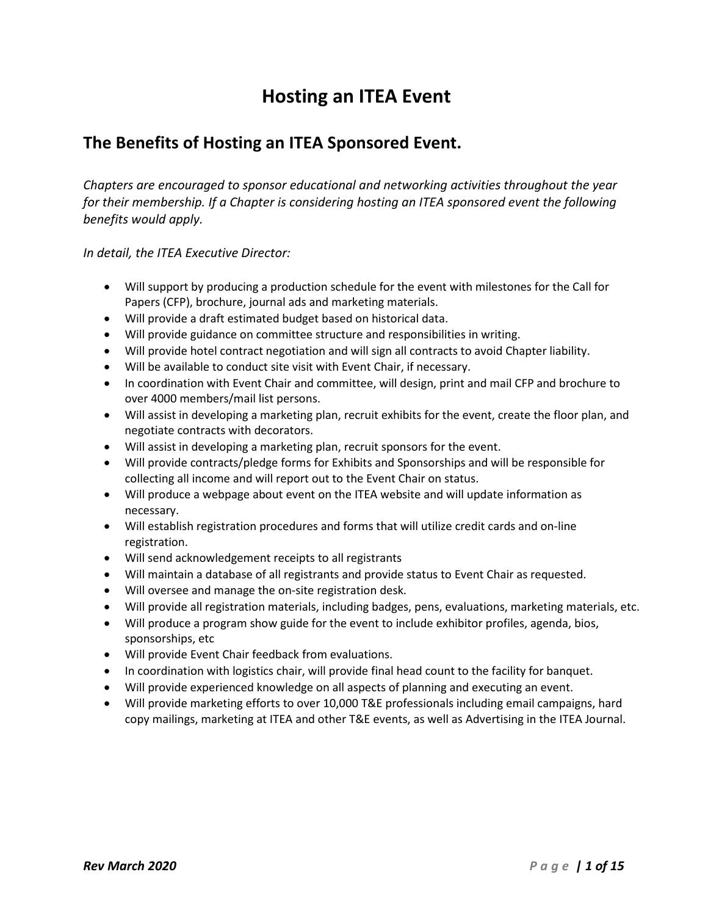# Hosting an ITEA Event

## The Benefits of Hosting an ITEA Sponsored Event.

*Chapters are encouraged to sponsor educational and networking activities throughout the year for their membership. If a Chapter is considering hosting an ITEA sponsored event the following benefits would apply.*

*In detail, the ITEA Executive Director:*

- Will support by producing a production schedule for the event with milestones for the Call for Papers (CFP), brochure, journal ads and marketing materials.
- Will provide a draft estimated budget based on historical data.
- Will provide guidance on committee structure and responsibilities in writing.
- Will provide hotel contract negotiation and will sign all contracts to avoid Chapter liability.
- Will be available to conduct site visit with Event Chair, if necessary.
- In coordination with Event Chair and committee, will design, print and mail CFP and brochure to over 4000 members/mail list persons.
- Will assist in developing a marketing plan, recruit exhibits for the event, create the floor plan, and negotiate contracts with decorators.
- Will assist in developing a marketing plan, recruit sponsors for the event.
- Will provide contracts/pledge forms for Exhibits and Sponsorships and will be responsible for collecting all income and will report out to the Event Chair on status.
- Will produce a webpage about event on the ITEA website and will update information as necessary.
- Will establish registration procedures and forms that will utilize credit cards and on-line registration.
- Will send acknowledgement receipts to all registrants
- Will maintain a database of all registrants and provide status to Event Chair as requested.
- Will oversee and manage the on-site registration desk.
- Will provide all registration materials, including badges, pens, evaluations, marketing materials, etc.
- Will produce a program show guide for the event to include exhibitor profiles, agenda, bios, sponsorships, etc
- Will provide Event Chair feedback from evaluations.
- In coordination with logistics chair, will provide final head count to the facility for banquet.
- Will provide experienced knowledge on all aspects of planning and executing an event.
- Will provide marketing efforts to over 10,000 T&E professionals including email campaigns, hard copy mailings, marketing at ITEA and other T&E events, as well as Advertising in the ITEA Journal.

***Rev March 2020***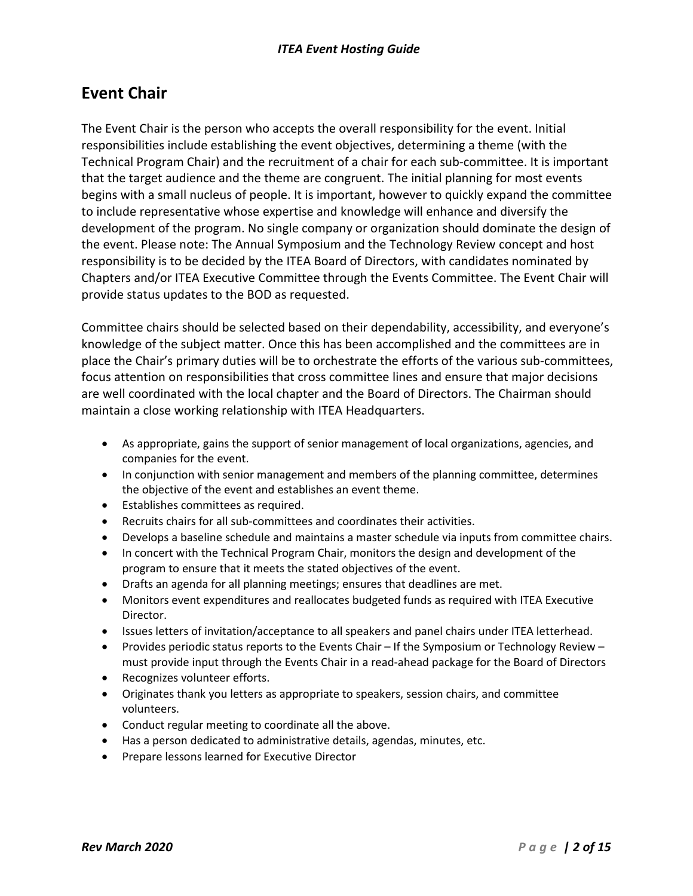## Event Chair

The Event Chair is the person who accepts the overall responsibility for the event. Initial responsibilities include establishing the event objectives, determining a theme (with the Technical Program Chair) and the recruitment of a chair for each sub-committee. It is important that the target audience and the theme are congruent. The initial planning for most events begins with a small nucleus of people. It is important, however to quickly expand the committee to include representative whose expertise and knowledge will enhance and diversify the development of the program. No single company or organization should dominate the design of the event. Please note: The Annual Symposium and the Technology Review concept and host responsibility is to be decided by the ITEA Board of Directors, with candidates nominated by Chapters and/or ITEA Executive Committee through the Events Committee. The Event Chair will provide status updates to the BOD as requested.

Committee chairs should be selected based on their dependability, accessibility, and everyone's knowledge of the subject matter. Once this has been accomplished and the committees are in place the Chair's primary duties will be to orchestrate the efforts of the various sub-committees, focus attention on responsibilities that cross committee lines and ensure that major decisions are well coordinated with the local chapter and the Board of Directors. The Chairman should maintain a close working relationship with ITEA Headquarters.

- As appropriate, gains the support of senior management of local organizations, agencies, and companies for the event.
- In conjunction with senior management and members of the planning committee, determines the objective of the event and establishes an event theme.
- Establishes committees as required.
- Recruits chairs for all sub-committees and coordinates their activities.
- Develops a baseline schedule and maintains a master schedule via inputs from committee chairs.
- In concert with the Technical Program Chair, monitors the design and development of the program to ensure that it meets the stated objectives of the event.
- Drafts an agenda for all planning meetings; ensures that deadlines are met.
- Monitors event expenditures and reallocates budgeted funds as required with ITEA Executive Director.
- Issues letters of invitation/acceptance to all speakers and panel chairs under ITEA letterhead.
- Provides periodic status reports to the Events Chair – If the Symposium or Technology Review – must provide input through the Events Chair in a read-ahead package for the Board of Directors
- Recognizes volunteer efforts.
- Originates thank you letters as appropriate to speakers, session chairs, and committee volunteers.
- Conduct regular meeting to coordinate all the above.
- Has a person dedicated to administrative details, agendas, minutes, etc.
- Prepare lessons learned for Executive Director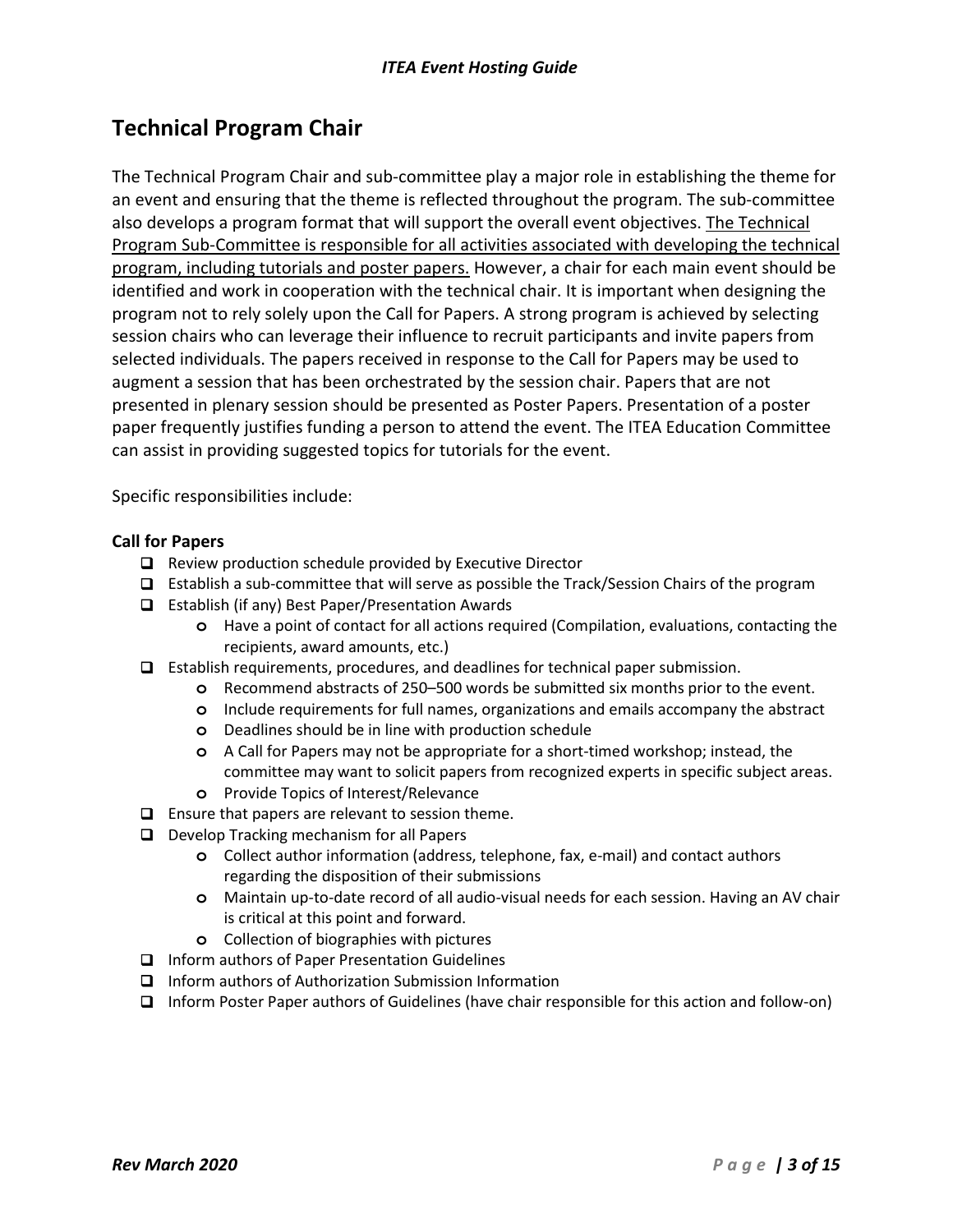## Technical Program Chair

The Technical Program Chair and sub-committee play a major role in establishing the theme for an event and ensuring that the theme is reflected throughout the program. The sub-committee also develops a program format that will support the overall event objectives. <u>The Technical Program Sub-Committee is responsible for all activities associated with developing the technical program, including tutorials and poster papers.</u> However, a chair for each main event should be identified and work in cooperation with the technical chair. It is important when designing the program not to rely solely upon the Call for Papers. A strong program is achieved by selecting session chairs who can leverage their influence to recruit participants and invite papers from selected individuals. The papers received in response to the Call for Papers may be used to augment a session that has been orchestrated by the session chair. Papers that are not presented in plenary session should be presented as Poster Papers. Presentation of a poster paper frequently justifies funding a person to attend the event. The ITEA Education Committee can assist in providing suggested topics for tutorials for the event.

Specific responsibilities include:

**Call for Papers**

- Review production schedule provided by Executive Director
- Establish a sub-committee that will serve as possible the Track/Session Chairs of the program
- Establish (if any) Best Paper/Presentation Awards
  - Have a point of contact for all actions required (Compilation, evaluations, contacting the recipients, award amounts, etc.)
- Establish requirements, procedures, and deadlines for technical paper submission.
  - Recommend abstracts of 250–500 words be submitted six months prior to the event.
  - Include requirements for full names, organizations and emails accompany the abstract
  - Deadlines should be in line with production schedule
  - A Call for Papers may not be appropriate for a short-timed workshop; instead, the committee may want to solicit papers from recognized experts in specific subject areas.
  - Provide Topics of Interest/Relevance
- Ensure that papers are relevant to session theme.
- Develop Tracking mechanism for all Papers
  - Collect author information (address, telephone, fax, e-mail) and contact authors regarding the disposition of their submissions
  - Maintain up-to-date record of all audio-visual needs for each session. Having an AV chair is critical at this point and forward.
  - Collection of biographies with pictures
- Inform authors of Paper Presentation Guidelines
- Inform authors of Authorization Submission Information
- Inform Poster Paper authors of Guidelines (have chair responsible for this action and follow-on)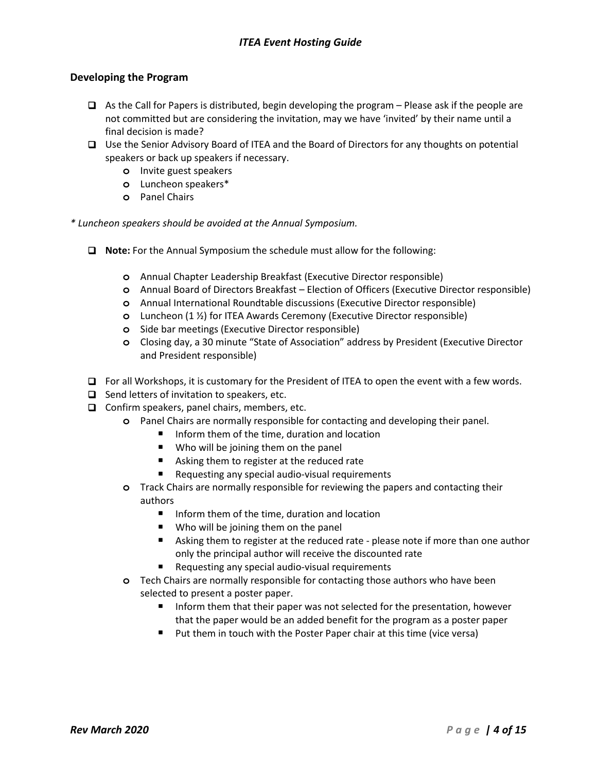## Developing the Program

- As the Call for Papers is distributed, begin developing the program – Please ask if the people are not committed but are considering the invitation, may we have 'invited' by their name until a final decision is made?
- Use the Senior Advisory Board of ITEA and the Board of Directors for any thoughts on potential speakers or back up speakers if necessary.
  - Invite guest speakers
  - Luncheon speakers*
  - Panel Chairs

*\* Luncheon speakers should be avoided at the Annual Symposium.*

- **Note:** For the Annual Symposium the schedule must allow for the following:
  - Annual Chapter Leadership Breakfast (Executive Director responsible)
  - Annual Board of Directors Breakfast – Election of Officers (Executive Director responsible)
  - Annual International Roundtable discussions (Executive Director responsible)
  - Luncheon (1 ½) for ITEA Awards Ceremony (Executive Director responsible)
  - Side bar meetings (Executive Director responsible)
  - Closing day, a 30 minute "State of Association" address by President (Executive Director and President responsible)
- For all Workshops, it is customary for the President of ITEA to open the event with a few words.
- Send letters of invitation to speakers, etc.
- Confirm speakers, panel chairs, members, etc.
  - Panel Chairs are normally responsible for contacting and developing their panel.
    - Inform them of the time, duration and location
    - Who will be joining them on the panel
    - Asking them to register at the reduced rate
    - Requesting any special audio-visual requirements
  - Track Chairs are normally responsible for reviewing the papers and contacting their authors
    - Inform them of the time, duration and location
    - Who will be joining them on the panel
    - Asking them to register at the reduced rate - please note if more than one author only the principal author will receive the discounted rate
    - Requesting any special audio-visual requirements
  - Tech Chairs are normally responsible for contacting those authors who have been selected to present a poster paper.
    - Inform them that their paper was not selected for the presentation, however that the paper would be an added benefit for the program as a poster paper
    - Put them in touch with the Poster Paper chair at this time (vice versa)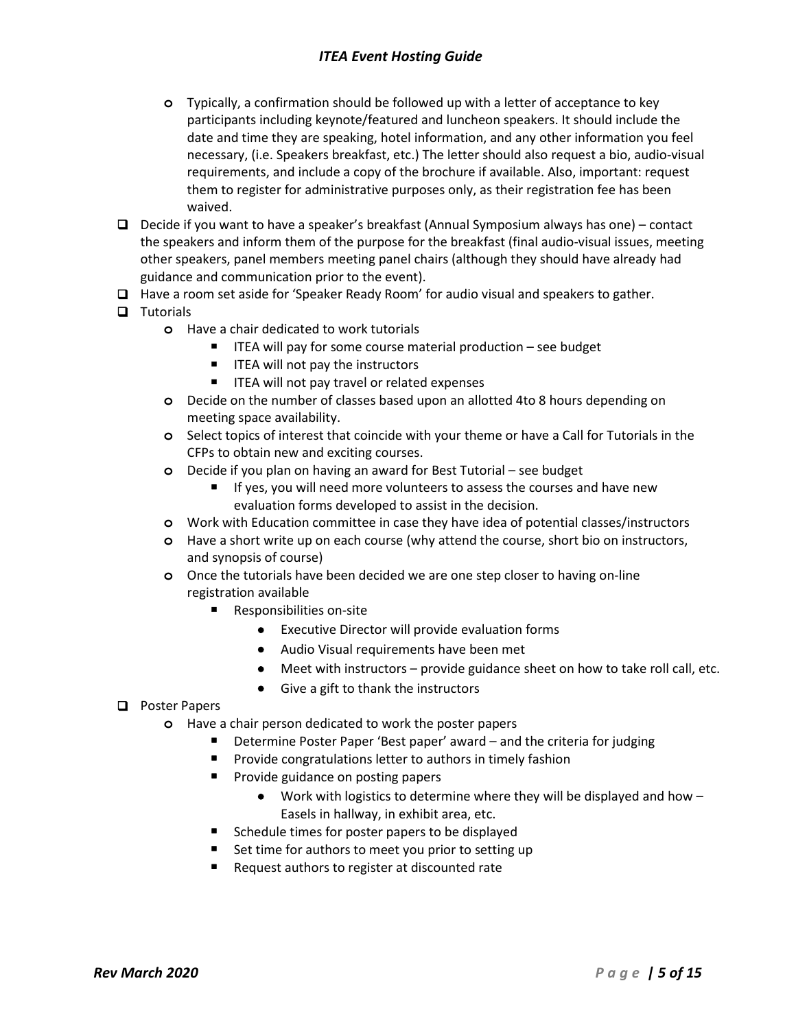- Typically, a confirmation should be followed up with a letter of acceptance to key participants including keynote/featured and luncheon speakers. It should include the date and time they are speaking, hotel information, and any other information you feel necessary, (i.e. Speakers breakfast, etc.) The letter should also request a bio, audio-visual requirements, and include a copy of the brochure if available. Also, important: request them to register for administrative purposes only, as their registration fee has been waived.

- [ ] Decide if you want to have a speaker's breakfast (Annual Symposium always has one) – contact the speakers and inform them of the purpose for the breakfast (final audio-visual issues, meeting other speakers, panel members meeting panel chairs (although they should have already had guidance and communication prior to the event).
- [ ] Have a room set aside for 'Speaker Ready Room' for audio visual and speakers to gather.
- [ ] Tutorials
  - Have a chair dedicated to work tutorials
    - ITEA will pay for some course material production – see budget
    - ITEA will not pay the instructors
    - ITEA will not pay travel or related expenses
  - Decide on the number of classes based upon an allotted 4to 8 hours depending on meeting space availability.
  - Select topics of interest that coincide with your theme or have a Call for Tutorials in the CFPs to obtain new and exciting courses.
  - Decide if you plan on having an award for Best Tutorial – see budget
    - If yes, you will need more volunteers to assess the courses and have new evaluation forms developed to assist in the decision.
  - Work with Education committee in case they have idea of potential classes/instructors
  - Have a short write up on each course (why attend the course, short bio on instructors, and synopsis of course)
  - Once the tutorials have been decided we are one step closer to having on-line registration available
    - Responsibilities on-site
      - Executive Director will provide evaluation forms
      - Audio Visual requirements have been met
      - Meet with instructors – provide guidance sheet on how to take roll call, etc.
      - Give a gift to thank the instructors
- [ ] Poster Papers
  - Have a chair person dedicated to work the poster papers
    - Determine Poster Paper 'Best paper' award – and the criteria for judging
    - Provide congratulations letter to authors in timely fashion
    - Provide guidance on posting papers
      - Work with logistics to determine where they will be displayed and how – Easels in hallway, in exhibit area, etc.
    - Schedule times for poster papers to be displayed
    - Set time for authors to meet you prior to setting up
    - Request authors to register at discounted rate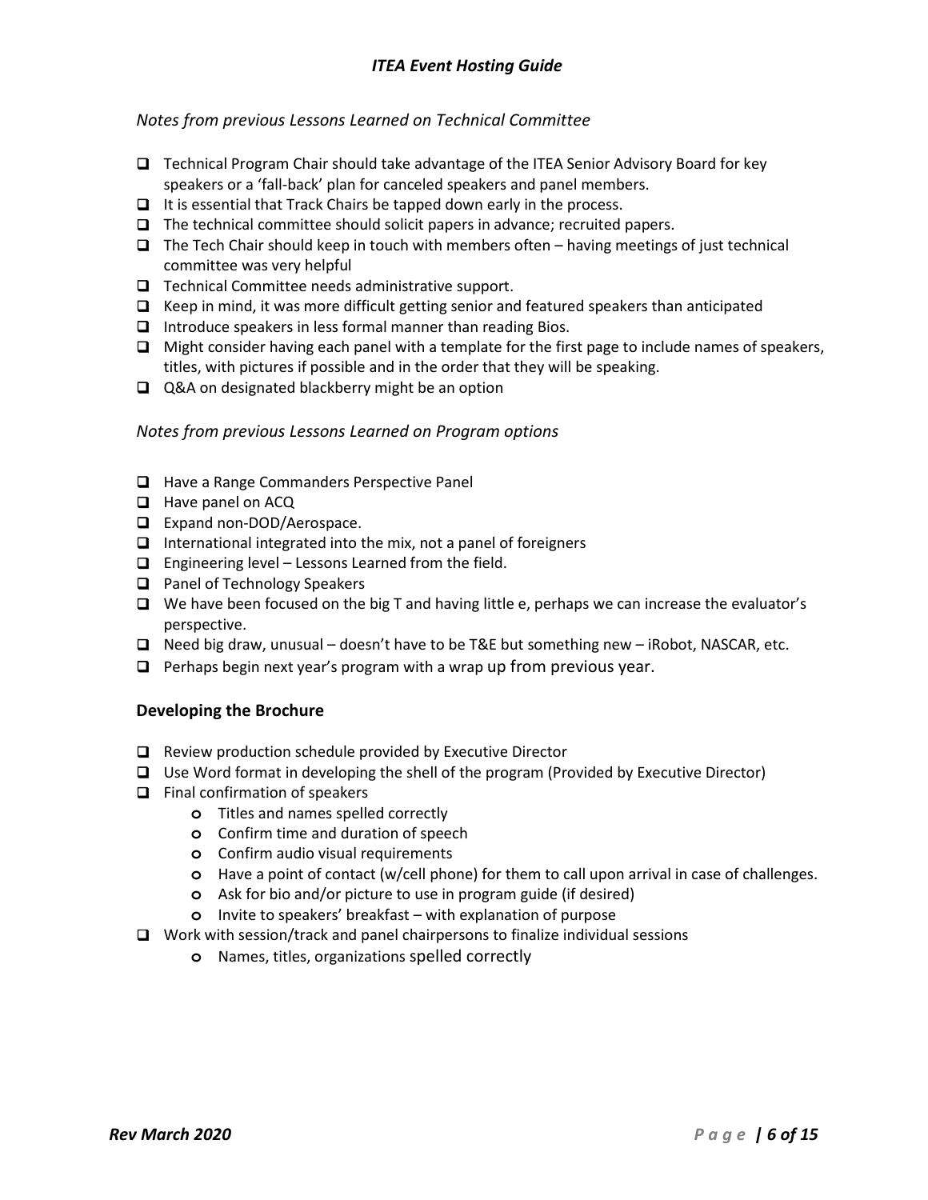*Notes from previous Lessons Learned on Technical Committee*

- Technical Program Chair should take advantage of the ITEA Senior Advisory Board for key speakers or a 'fall-back' plan for canceled speakers and panel members.
- It is essential that Track Chairs be tapped down early in the process.
- The technical committee should solicit papers in advance; recruited papers.
- The Tech Chair should keep in touch with members often – having meetings of just technical committee was very helpful
- Technical Committee needs administrative support.
- Keep in mind, it was more difficult getting senior and featured speakers than anticipated
- Introduce speakers in less formal manner than reading Bios.
- Might consider having each panel with a template for the first page to include names of speakers, titles, with pictures if possible and in the order that they will be speaking.
- Q&A on designated blackberry might be an option

*Notes from previous Lessons Learned on Program options*

- Have a Range Commanders Perspective Panel
- Have panel on ACQ
- Expand non-DOD/Aerospace.
- International integrated into the mix, not a panel of foreigners
- Engineering level – Lessons Learned from the field.
- Panel of Technology Speakers
- We have been focused on the big T and having little e, perhaps we can increase the evaluator's perspective.
- Need big draw, unusual – doesn't have to be T&E but something new – iRobot, NASCAR, etc.
- Perhaps begin next year's program with a wrap up from previous year.

### Developing the Brochure

- Review production schedule provided by Executive Director
- Use Word format in developing the shell of the program (Provided by Executive Director)
- Final confirmation of speakers
  - Titles and names spelled correctly
  - Confirm time and duration of speech
  - Confirm audio visual requirements
  - Have a point of contact (w/cell phone) for them to call upon arrival in case of challenges.
  - Ask for bio and/or picture to use in program guide (if desired)
  - Invite to speakers' breakfast – with explanation of purpose
- Work with session/track and panel chairpersons to finalize individual sessions
  - Names, titles, organizations spelled correctly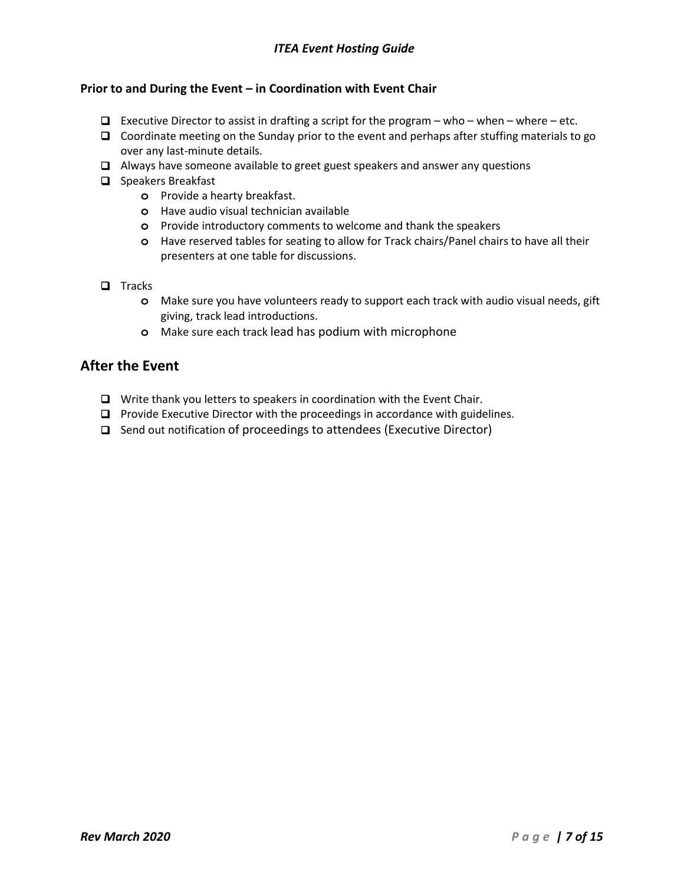### Prior to and During the Event – in Coordination with Event Chair

- [ ] Executive Director to assist in drafting a script for the program – who – when – where – etc.
- [ ] Coordinate meeting on the Sunday prior to the event and perhaps after stuffing materials to go over any last-minute details.
- [ ] Always have someone available to greet guest speakers and answer any questions
- [ ] Speakers Breakfast
  - Provide a hearty breakfast.
  - Have audio visual technician available
  - Provide introductory comments to welcome and thank the speakers
  - Have reserved tables for seating to allow for Track chairs/Panel chairs to have all their presenters at one table for discussions.
- [ ] Tracks
  - Make sure you have volunteers ready to support each track with audio visual needs, gift giving, track lead introductions.
  - Make sure each track lead has podium with microphone

## After the Event

- [ ] Write thank you letters to speakers in coordination with the Event Chair.
- [ ] Provide Executive Director with the proceedings in accordance with guidelines.
- [ ] Send out notification of proceedings to attendees (Executive Director)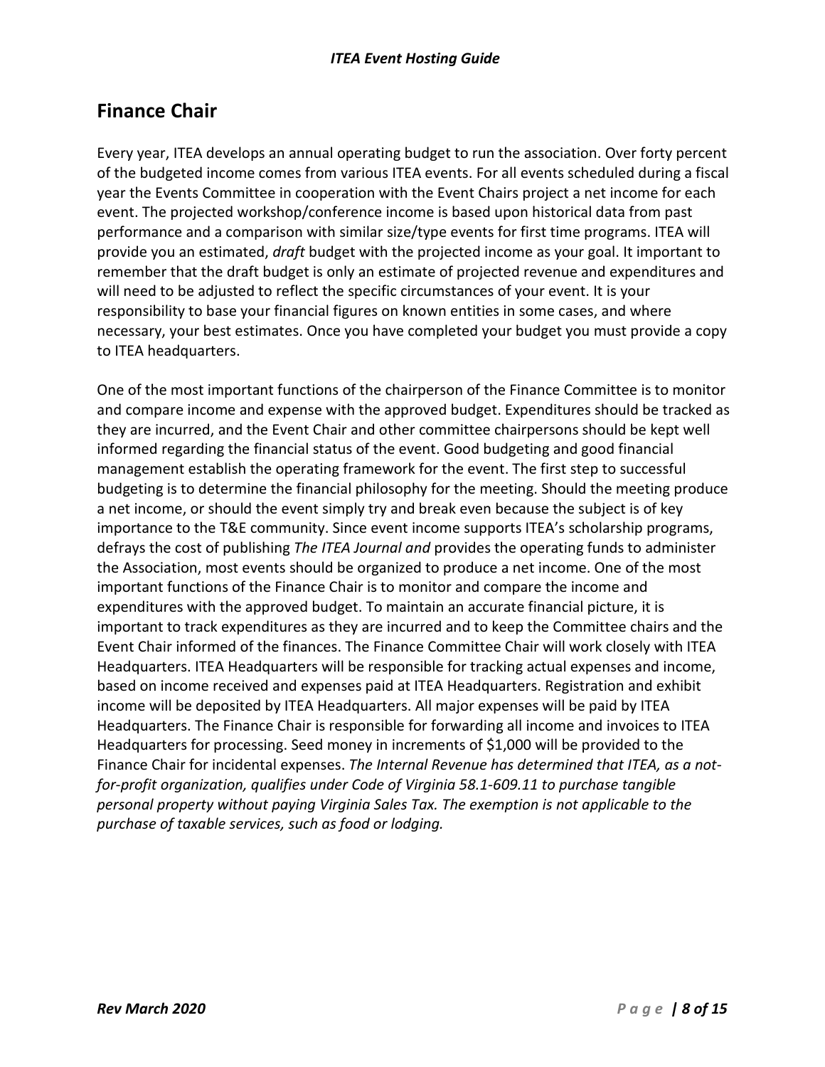## Finance Chair

Every year, ITEA develops an annual operating budget to run the association. Over forty percent of the budgeted income comes from various ITEA events. For all events scheduled during a fiscal year the Events Committee in cooperation with the Event Chairs project a net income for each event. The projected workshop/conference income is based upon historical data from past performance and a comparison with similar size/type events for first time programs. ITEA will provide you an estimated, *draft* budget with the projected income as your goal. It important to remember that the draft budget is only an estimate of projected revenue and expenditures and will need to be adjusted to reflect the specific circumstances of your event. It is your responsibility to base your financial figures on known entities in some cases, and where necessary, your best estimates. Once you have completed your budget you must provide a copy to ITEA headquarters.

One of the most important functions of the chairperson of the Finance Committee is to monitor and compare income and expense with the approved budget. Expenditures should be tracked as they are incurred, and the Event Chair and other committee chairpersons should be kept well informed regarding the financial status of the event. Good budgeting and good financial management establish the operating framework for the event. The first step to successful budgeting is to determine the financial philosophy for the meeting. Should the meeting produce a net income, or should the event simply try and break even because the subject is of key importance to the T&E community. Since event income supports ITEA's scholarship programs, defrays the cost of publishing *The ITEA Journal and* provides the operating funds to administer the Association, most events should be organized to produce a net income. One of the most important functions of the Finance Chair is to monitor and compare the income and expenditures with the approved budget. To maintain an accurate financial picture, it is important to track expenditures as they are incurred and to keep the Committee chairs and the Event Chair informed of the finances. The Finance Committee Chair will work closely with ITEA Headquarters. ITEA Headquarters will be responsible for tracking actual expenses and income, based on income received and expenses paid at ITEA Headquarters. Registration and exhibit income will be deposited by ITEA Headquarters. All major expenses will be paid by ITEA Headquarters. The Finance Chair is responsible for forwarding all income and invoices to ITEA Headquarters for processing. Seed money in increments of $1,000 will be provided to the Finance Chair for incidental expenses. *The Internal Revenue has determined that ITEA, as a not-for-profit organization, qualifies under Code of Virginia 58.1-609.11 to purchase tangible personal property without paying Virginia Sales Tax. The exemption is not applicable to the purchase of taxable services, such as food or lodging.*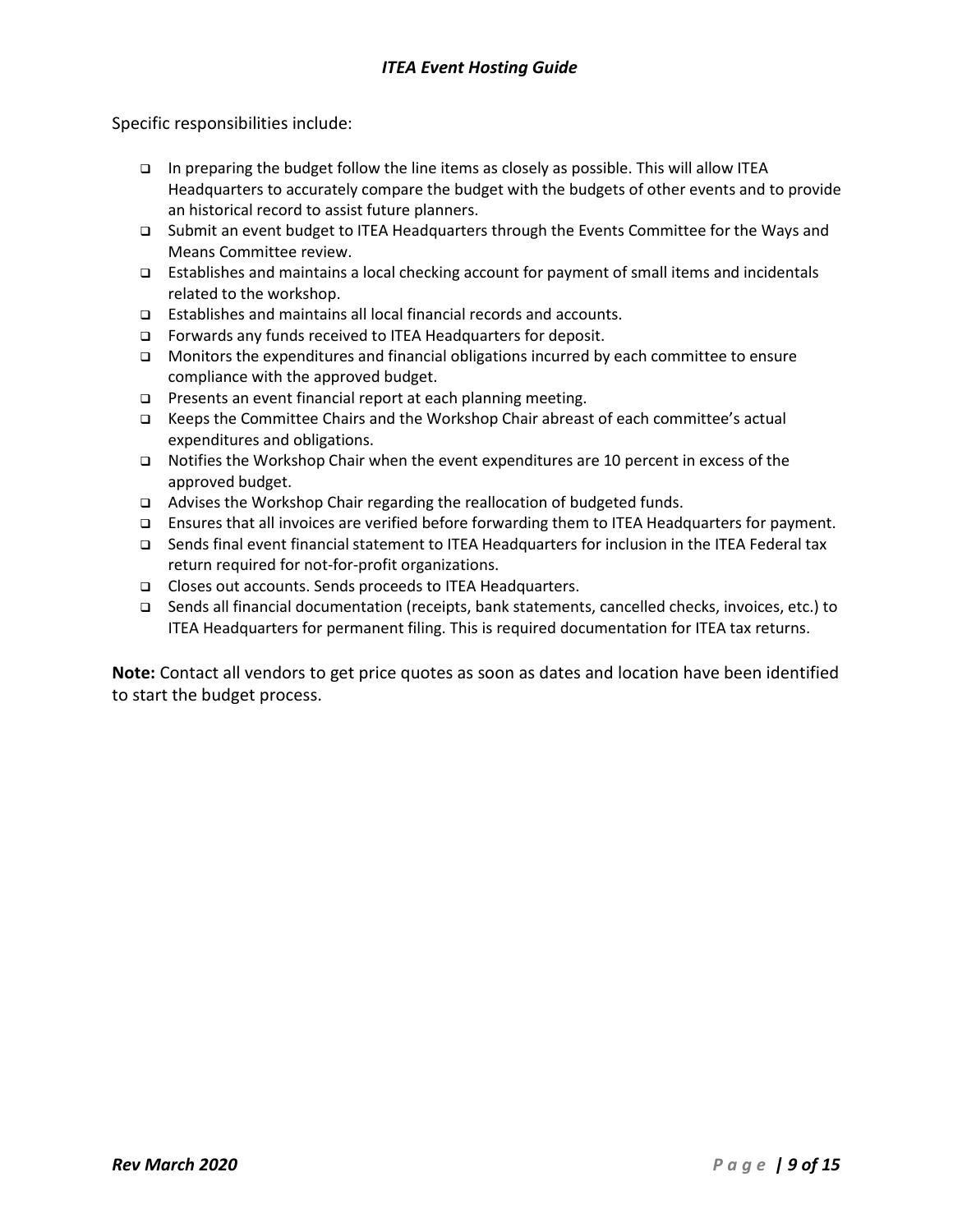Specific responsibilities include:

- In preparing the budget follow the line items as closely as possible. This will allow ITEA Headquarters to accurately compare the budget with the budgets of other events and to provide an historical record to assist future planners.
- Submit an event budget to ITEA Headquarters through the Events Committee for the Ways and Means Committee review.
- Establishes and maintains a local checking account for payment of small items and incidentals related to the workshop.
- Establishes and maintains all local financial records and accounts.
- Forwards any funds received to ITEA Headquarters for deposit.
- Monitors the expenditures and financial obligations incurred by each committee to ensure compliance with the approved budget.
- Presents an event financial report at each planning meeting.
- Keeps the Committee Chairs and the Workshop Chair abreast of each committee's actual expenditures and obligations.
- Notifies the Workshop Chair when the event expenditures are 10 percent in excess of the approved budget.
- Advises the Workshop Chair regarding the reallocation of budgeted funds.
- Ensures that all invoices are verified before forwarding them to ITEA Headquarters for payment.
- Sends final event financial statement to ITEA Headquarters for inclusion in the ITEA Federal tax return required for not-for-profit organizations.
- Closes out accounts. Sends proceeds to ITEA Headquarters.
- Sends all financial documentation (receipts, bank statements, cancelled checks, invoices, etc.) to ITEA Headquarters for permanent filing. This is required documentation for ITEA tax returns.

**Note:** Contact all vendors to get price quotes as soon as dates and location have been identified to start the budget process.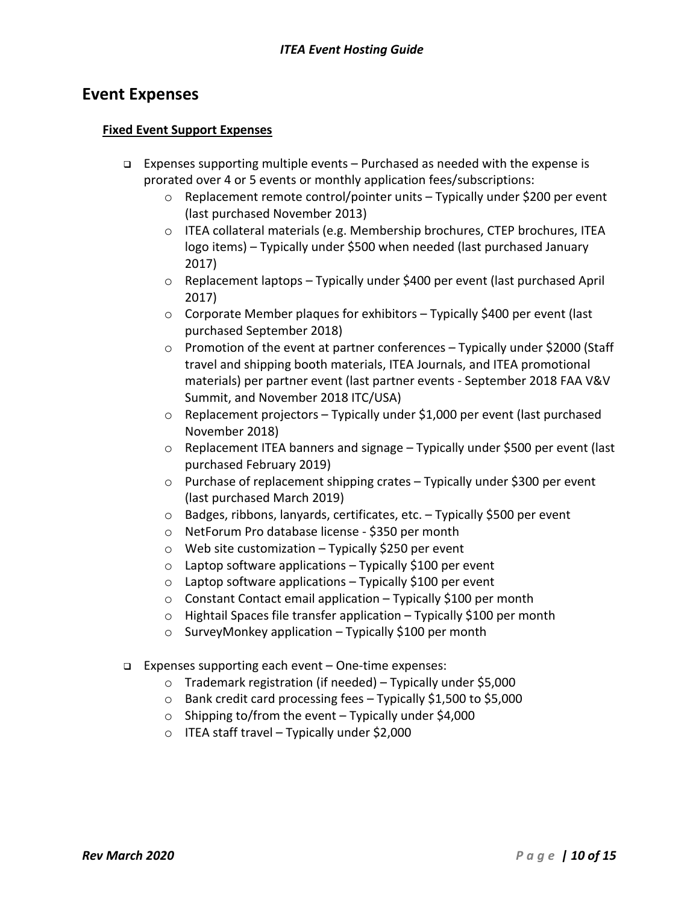## Event Expenses

### Fixed Event Support Expenses

- Expenses supporting multiple events – Purchased as needed with the expense is prorated over 4 or 5 events or monthly application fees/subscriptions:
  - Replacement remote control/pointer units – Typically under $200 per event (last purchased November 2013)
  - ITEA collateral materials (e.g. Membership brochures, CTEP brochures, ITEA logo items) – Typically under $500 when needed (last purchased January 2017)
  - Replacement laptops – Typically under $400 per event (last purchased April 2017)
  - Corporate Member plaques for exhibitors – Typically $400 per event (last purchased September 2018)
  - Promotion of the event at partner conferences – Typically under $2000 (Staff travel and shipping booth materials, ITEA Journals, and ITEA promotional materials) per partner event (last partner events - September 2018 FAA V&V Summit, and November 2018 ITC/USA)
  - Replacement projectors – Typically under $1,000 per event (last purchased November 2018)
  - Replacement ITEA banners and signage – Typically under $500 per event (last purchased February 2019)
  - Purchase of replacement shipping crates – Typically under $300 per event (last purchased March 2019)
  - Badges, ribbons, lanyards, certificates, etc. – Typically $500 per event
  - NetForum Pro database license - $350 per month
  - Web site customization – Typically $250 per event
  - Laptop software applications – Typically $100 per event
  - Laptop software applications – Typically $100 per event
  - Constant Contact email application – Typically $100 per month
  - Hightail Spaces file transfer application – Typically $100 per month
  - SurveyMonkey application – Typically $100 per month

- Expenses supporting each event – One-time expenses:
  - Trademark registration (if needed) – Typically under $5,000
  - Bank credit card processing fees – Typically $1,500 to $5,000
  - Shipping to/from the event – Typically under $4,000
  - ITEA staff travel – Typically under $2,000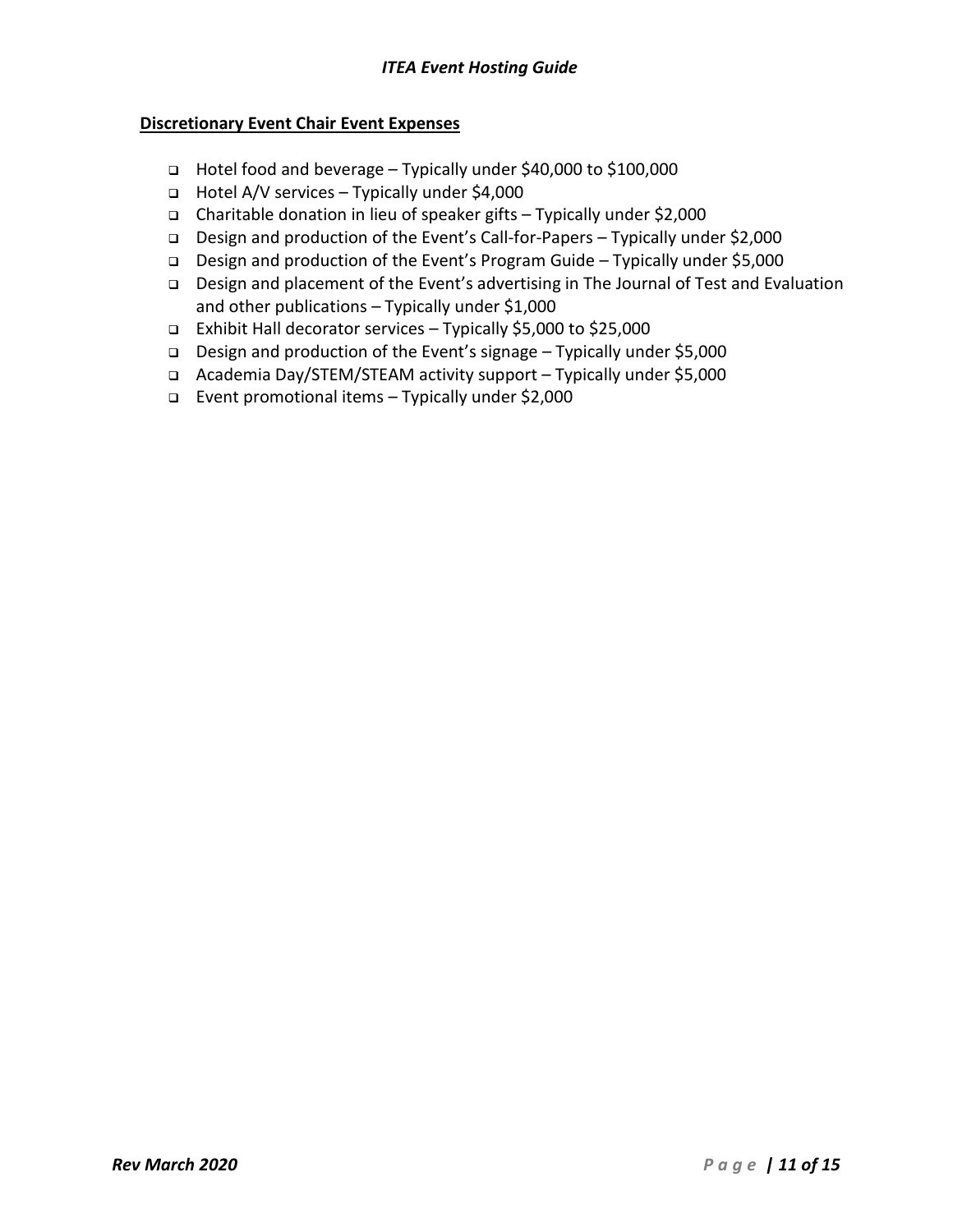**Discretionary Event Chair Event Expenses**

- Hotel food and beverage – Typically under $40,000 to $100,000
- Hotel A/V services – Typically under $4,000
- Charitable donation in lieu of speaker gifts – Typically under $2,000
- Design and production of the Event's Call-for-Papers – Typically under $2,000
- Design and production of the Event's Program Guide – Typically under $5,000
- Design and placement of the Event's advertising in The Journal of Test and Evaluation and other publications – Typically under $1,000
- Exhibit Hall decorator services – Typically $5,000 to $25,000
- Design and production of the Event's signage – Typically under $5,000
- Academia Day/STEM/STEAM activity support – Typically under $5,000
- Event promotional items – Typically under $2,000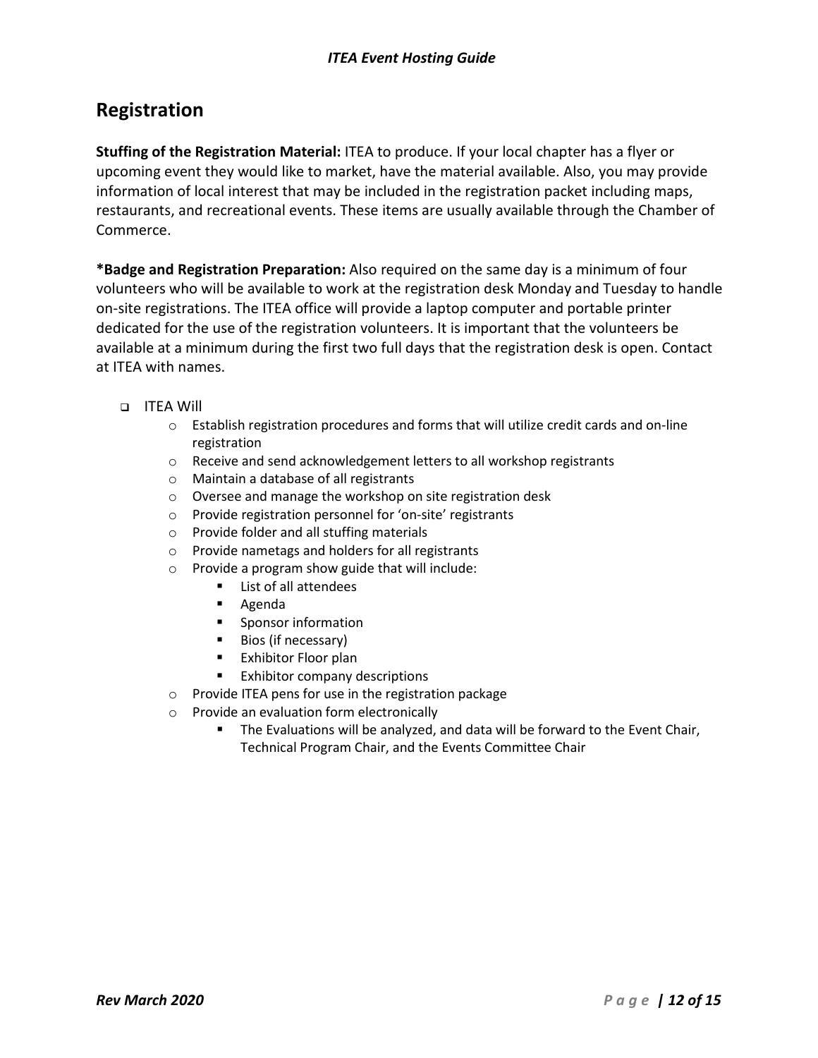## Registration

**Stuffing of the Registration Material:** ITEA to produce. If your local chapter has a flyer or upcoming event they would like to market, have the material available. Also, you may provide information of local interest that may be included in the registration packet including maps, restaurants, and recreational events. These items are usually available through the Chamber of Commerce.

**\*Badge and Registration Preparation:** Also required on the same day is a minimum of four volunteers who will be available to work at the registration desk Monday and Tuesday to handle on-site registrations. The ITEA office will provide a laptop computer and portable printer dedicated for the use of the registration volunteers. It is important that the volunteers be available at a minimum during the first two full days that the registration desk is open. Contact at ITEA with names.

- ITEA Will
  - Establish registration procedures and forms that will utilize credit cards and on-line registration
  - Receive and send acknowledgement letters to all workshop registrants
  - Maintain a database of all registrants
  - Oversee and manage the workshop on site registration desk
  - Provide registration personnel for 'on-site' registrants
  - Provide folder and all stuffing materials
  - Provide nametags and holders for all registrants
  - Provide a program show guide that will include:
    - List of all attendees
    - Agenda
    - Sponsor information
    - Bios (if necessary)
    - Exhibitor Floor plan
    - Exhibitor company descriptions
  - Provide ITEA pens for use in the registration package
  - Provide an evaluation form electronically
    - The Evaluations will be analyzed, and data will be forward to the Event Chair, Technical Program Chair, and the Events Committee Chair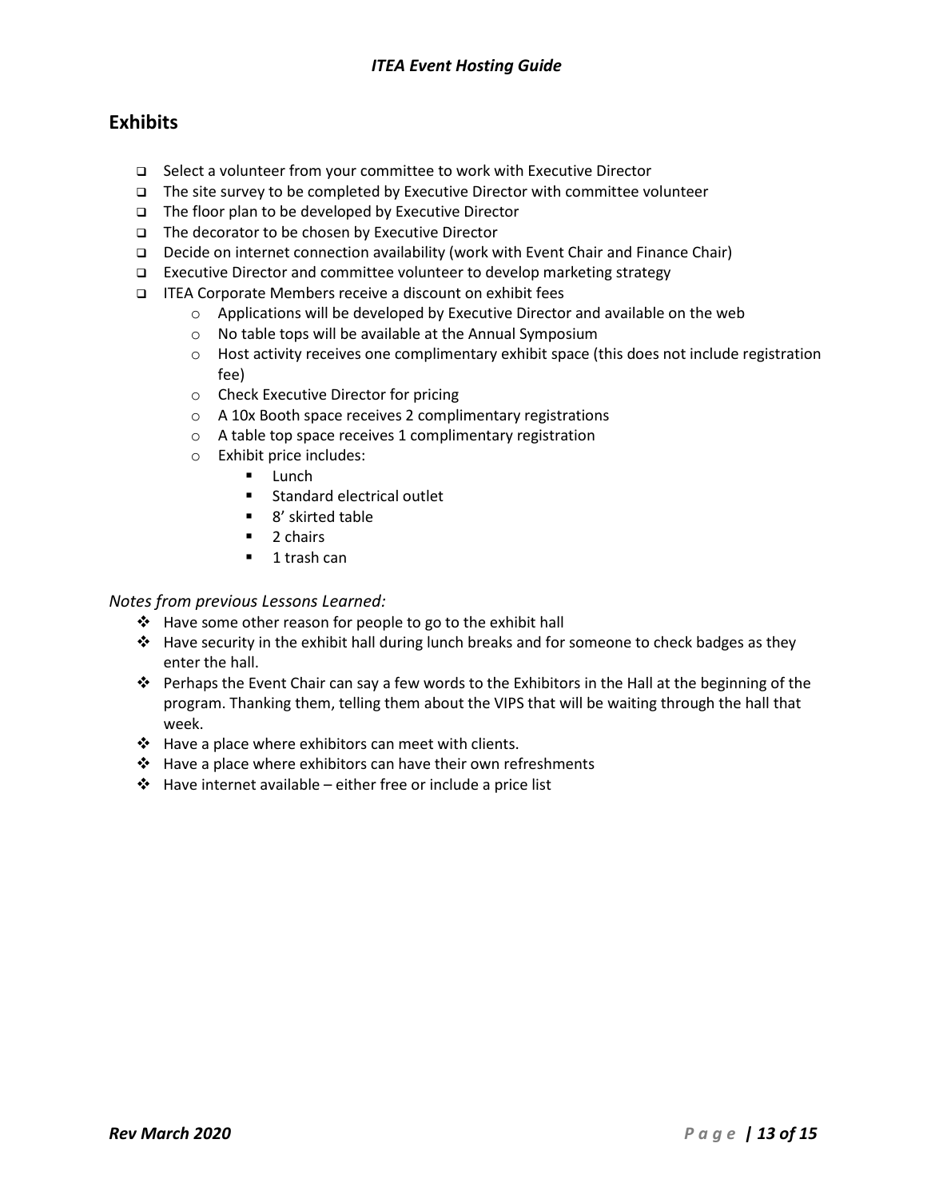## Exhibits

- Select a volunteer from your committee to work with Executive Director
- The site survey to be completed by Executive Director with committee volunteer
- The floor plan to be developed by Executive Director
- The decorator to be chosen by Executive Director
- Decide on internet connection availability (work with Event Chair and Finance Chair)
- Executive Director and committee volunteer to develop marketing strategy
- ITEA Corporate Members receive a discount on exhibit fees
    - Applications will be developed by Executive Director and available on the web
    - No table tops will be available at the Annual Symposium
    - Host activity receives one complimentary exhibit space (this does not include registration fee)
    - Check Executive Director for pricing
    - A 10x Booth space receives 2 complimentary registrations
    - A table top space receives 1 complimentary registration
    - Exhibit price includes:
        - Lunch
        - Standard electrical outlet
        - 8' skirted table
        - 2 chairs
        - 1 trash can

*Notes from previous Lessons Learned:*

- Have some other reason for people to go to the exhibit hall
- Have security in the exhibit hall during lunch breaks and for someone to check badges as they enter the hall.
- Perhaps the Event Chair can say a few words to the Exhibitors in the Hall at the beginning of the program. Thanking them, telling them about the VIPS that will be waiting through the hall that week.
- Have a place where exhibitors can meet with clients.
- Have a place where exhibitors can have their own refreshments
- Have internet available – either free or include a price list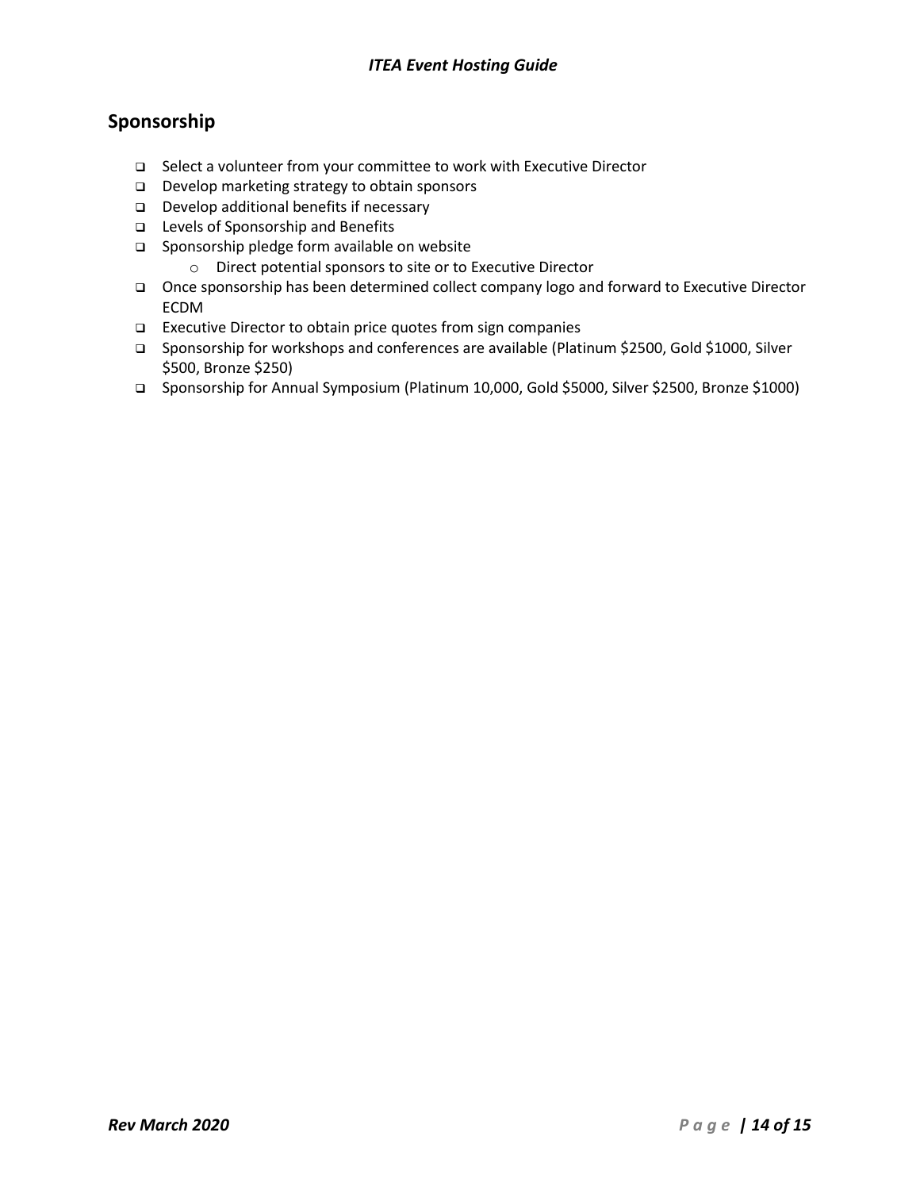## Sponsorship

- Select a volunteer from your committee to work with Executive Director
- Develop marketing strategy to obtain sponsors
- Develop additional benefits if necessary
- Levels of Sponsorship and Benefits
- Sponsorship pledge form available on website
    - Direct potential sponsors to site or to Executive Director
- Once sponsorship has been determined collect company logo and forward to Executive Director ECDM
- Executive Director to obtain price quotes from sign companies
- Sponsorship for workshops and conferences are available (Platinum $2500, Gold $1000, Silver $500, Bronze $250)
- Sponsorship for Annual Symposium (Platinum 10,000, Gold $5000, Silver $2500, Bronze $1000)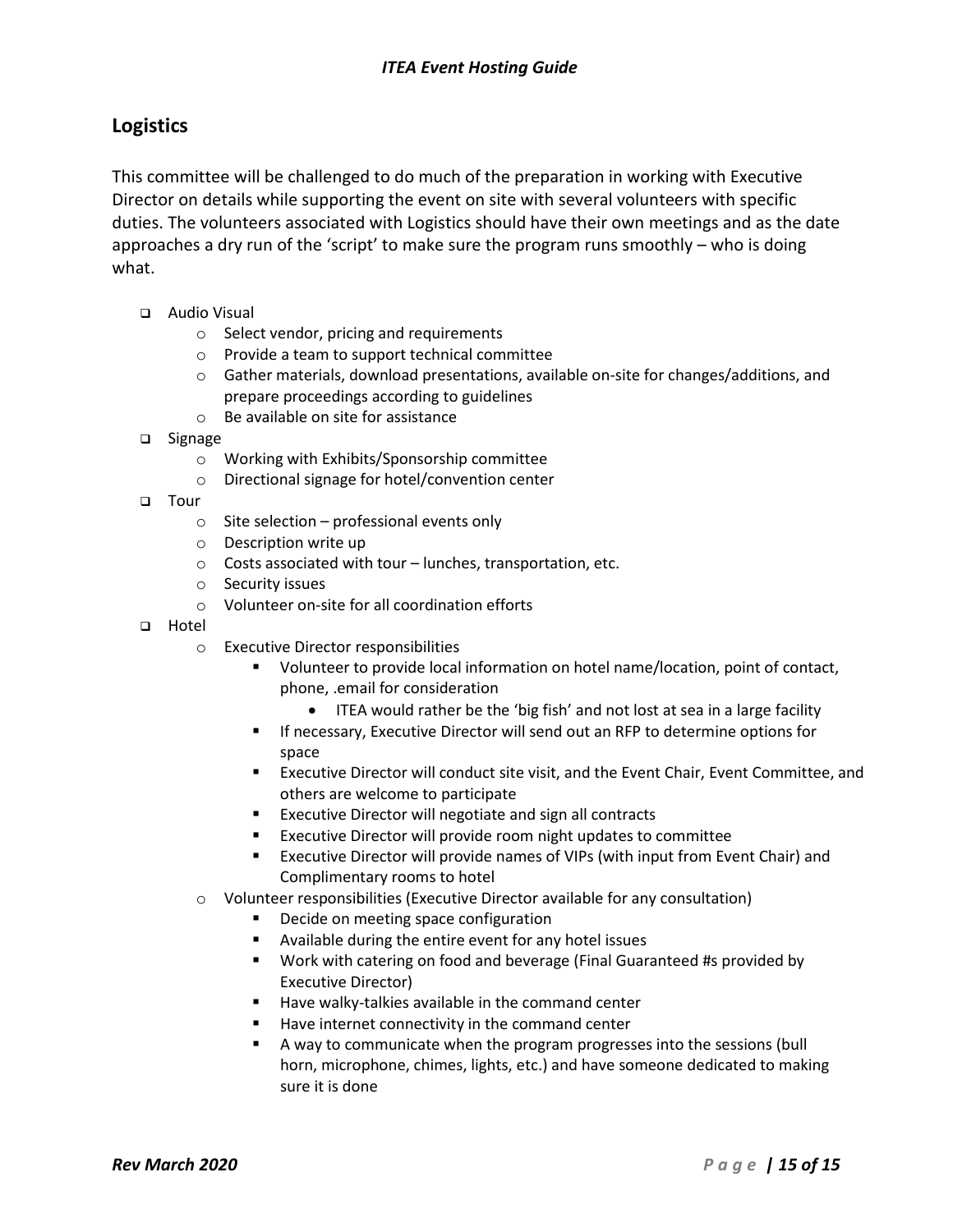## Logistics

This committee will be challenged to do much of the preparation in working with Executive Director on details while supporting the event on site with several volunteers with specific duties. The volunteers associated with Logistics should have their own meetings and as the date approaches a dry run of the 'script' to make sure the program runs smoothly – who is doing what.

- Audio Visual
  - Select vendor, pricing and requirements
  - Provide a team to support technical committee
  - Gather materials, download presentations, available on-site for changes/additions, and prepare proceedings according to guidelines
  - Be available on site for assistance
- Signage
  - Working with Exhibits/Sponsorship committee
  - Directional signage for hotel/convention center
- Tour
  - Site selection – professional events only
  - Description write up
  - Costs associated with tour – lunches, transportation, etc.
  - Security issues
  - Volunteer on-site for all coordination efforts
- Hotel
  - Executive Director responsibilities
    - Volunteer to provide local information on hotel name/location, point of contact, phone, .email for consideration
      - ITEA would rather be the 'big fish' and not lost at sea in a large facility
    - If necessary, Executive Director will send out an RFP to determine options for space
    - Executive Director will conduct site visit, and the Event Chair, Event Committee, and others are welcome to participate
    - Executive Director will negotiate and sign all contracts
    - Executive Director will provide room night updates to committee
    - Executive Director will provide names of VIPs (with input from Event Chair) and Complimentary rooms to hotel
  - Volunteer responsibilities (Executive Director available for any consultation)
    - Decide on meeting space configuration
    - Available during the entire event for any hotel issues
    - Work with catering on food and beverage (Final Guaranteed #s provided by Executive Director)
    - Have walky-talkies available in the command center
    - Have internet connectivity in the command center
    - A way to communicate when the program progresses into the sessions (bull horn, microphone, chimes, lights, etc.) and have someone dedicated to making sure it is done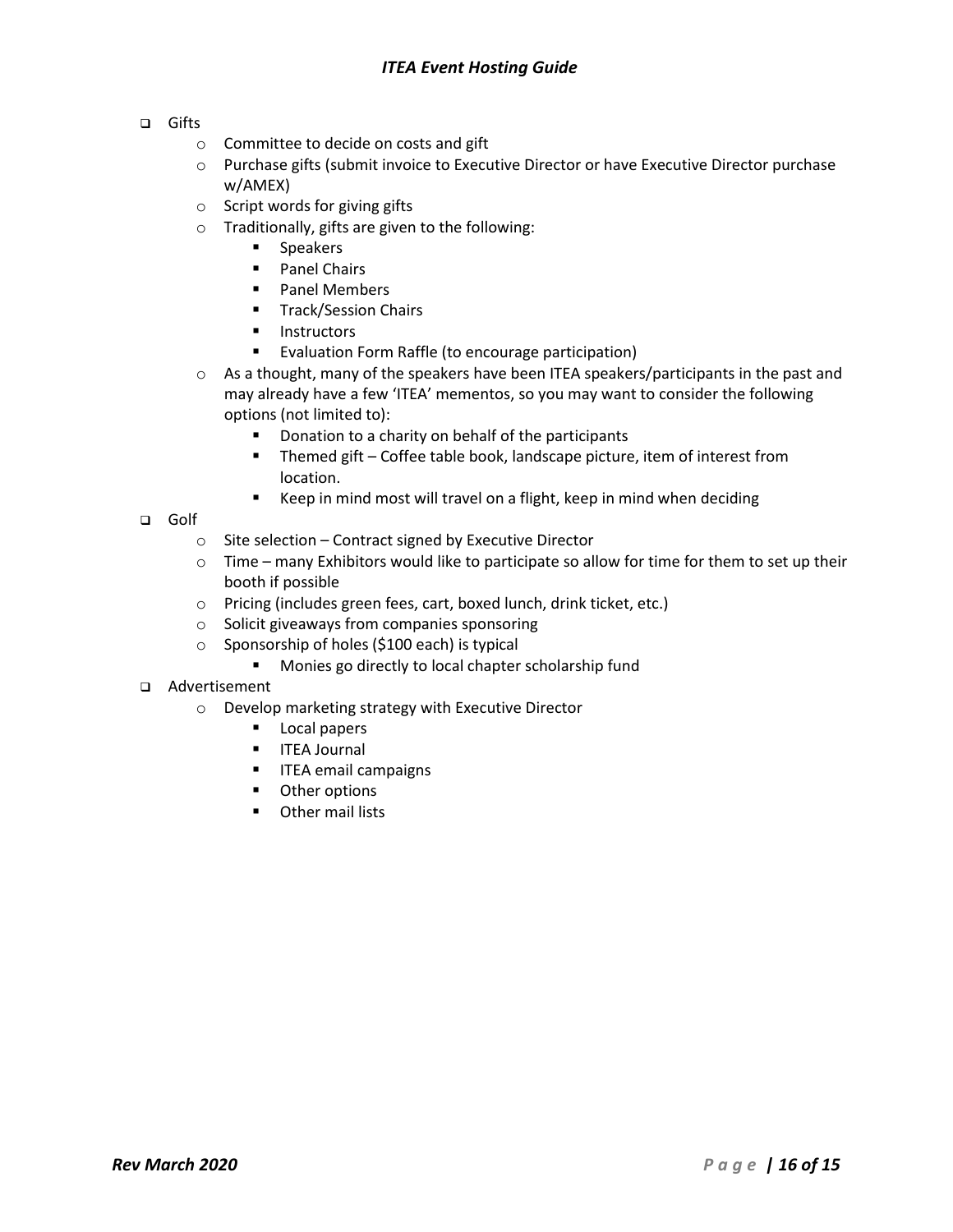- Gifts
  - Committee to decide on costs and gift
  - Purchase gifts (submit invoice to Executive Director or have Executive Director purchase w/AMEX)
  - Script words for giving gifts
  - Traditionally, gifts are given to the following:
    - Speakers
    - Panel Chairs
    - Panel Members
    - Track/Session Chairs
    - Instructors
    - Evaluation Form Raffle (to encourage participation)
  - As a thought, many of the speakers have been ITEA speakers/participants in the past and may already have a few 'ITEA' mementos, so you may want to consider the following options (not limited to):
    - Donation to a charity on behalf of the participants
    - Themed gift – Coffee table book, landscape picture, item of interest from location.
    - Keep in mind most will travel on a flight, keep in mind when deciding
- Golf
  - Site selection – Contract signed by Executive Director
  - Time – many Exhibitors would like to participate so allow for time for them to set up their booth if possible
  - Pricing (includes green fees, cart, boxed lunch, drink ticket, etc.)
  - Solicit giveaways from companies sponsoring
  - Sponsorship of holes ($100 each) is typical
    - Monies go directly to local chapter scholarship fund
- Advertisement
  - Develop marketing strategy with Executive Director
    - Local papers
    - ITEA Journal
    - ITEA email campaigns
    - Other options
    - Other mail lists